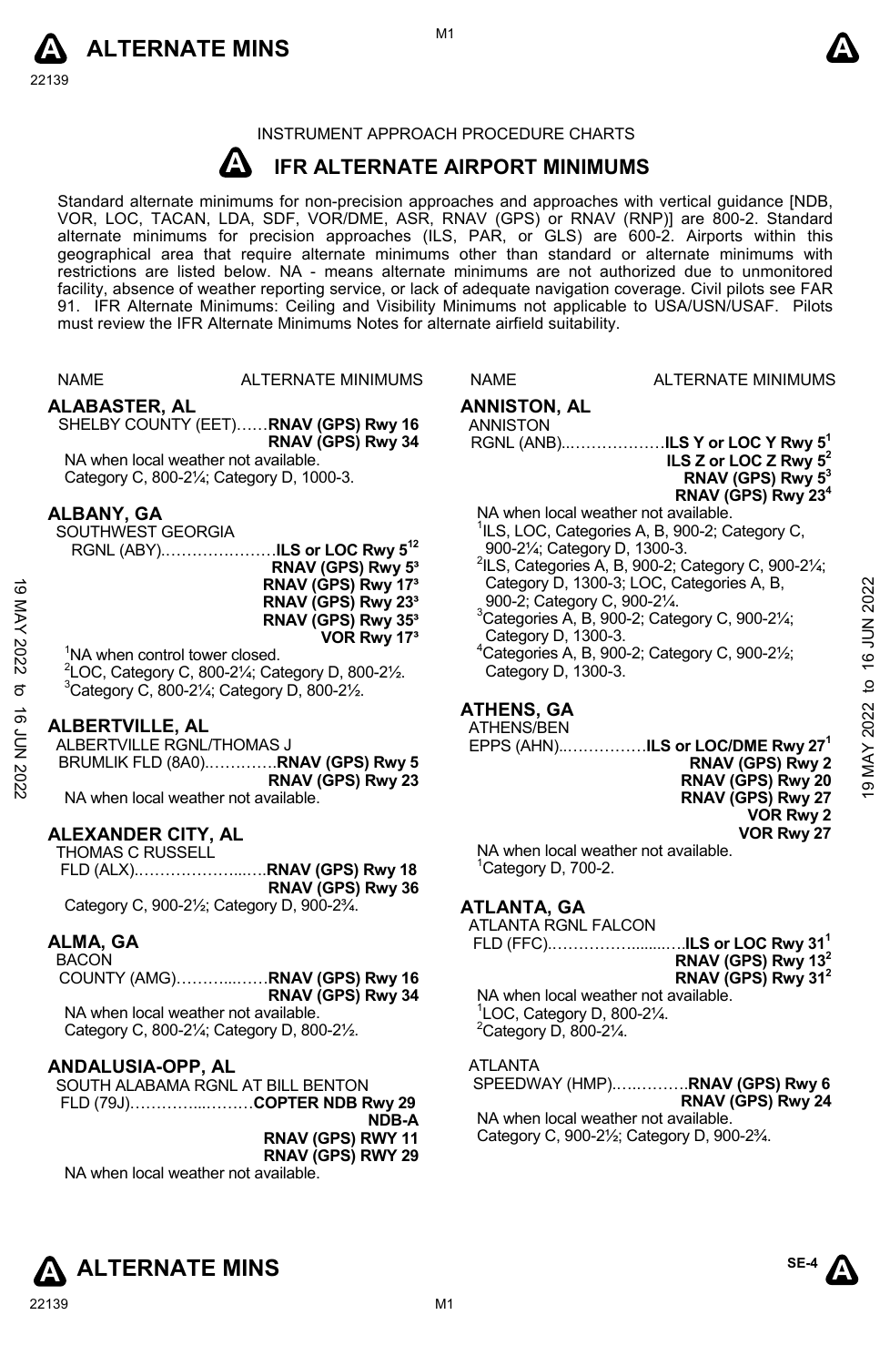INSTRUMENT APPROACH PROCEDURE CHARTS

# IFR ALTERNATE AIRPORT MINIMUMS

Standard alternate minimums for non-precision approaches and approaches with vertical guidance [NDB, VOR, LOC, TACAN, LDA, SDF, VOR/DME, ASR, RNAV (GPS) or RNAV (RNP)] are 800-2. Standard alternate minimums for precision approaches (ILS, PAR, or GLS) are 600-2. Airports within this geographical area that require alternate minimums other than standard or alternate minimums with restrictions are listed below. NA - means alternate minimums are not authorized due to unmonitored facility, absence of weather reporting service, or lack of adequate navigation coverage. Civil pilots see FAR 91. IFR Alternate Minimums: Ceiling and Visibility Minimums not applicable to USA/USN/USAF. Pilots must review the IFR Alternate Minimums Notes for alternate airfield suitability.

NAME — ALTERNATE MINIMUMS

## ALABASTER, AL

SHELBY COUNTY (EET)……**RNAV (GPS) Rwy 16**
**RNAV (GPS) Rwy 34**

NA when local weather not available.
Category C, 800-2¼; Category D, 1000-3.

## ALBANY, GA

SOUTHWEST GEORGIA
RGNL (ABY)…………………**ILS or LOC Rwy 5**[1,2]
**RNAV (GPS) Rwy 5**[3]
**RNAV (GPS) Rwy 17**[3]
**RNAV (GPS) Rwy 23**[3]
**RNAV (GPS) Rwy 35**[3]
**VOR Rwy 17**[3]

[1]NA when control tower closed.
[2]LOC, Category C, 800-2¼; Category D, 800-2½.
[3]Category C, 800-2¼; Category D, 800-2½.

## ALBERTVILLE, AL

ALBERTVILLE RGNL/THOMAS J
BRUMLIK FLD (8A0).………….**RNAV (GPS) Rwy 5**
**RNAV (GPS) Rwy 23**

NA when local weather not available.

## ALEXANDER CITY, AL

THOMAS C RUSSELL
FLD (ALX).…………………...…**RNAV (GPS) Rwy 18**
**RNAV (GPS) Rwy 36**

Category C, 900-2½; Category D, 900-2¾.

## ALMA, GA

BACON
COUNTY (AMG)………...……**RNAV (GPS) Rwy 16**
**RNAV (GPS) Rwy 34**

NA when local weather not available.
Category C, 800-2¼; Category D, 800-2½.

## ANDALUSIA-OPP, AL

SOUTH ALABAMA RGNL AT BILL BENTON
FLD (79J)…………...………**COPTER NDB Rwy 29**
**NDB-A**
**RNAV (GPS) RWY 11**
**RNAV (GPS) RWY 29**

NA when local weather not available.

## ANNISTON, AL

ANNISTON
RGNL (ANB)..………………**ILS Y or LOC Y Rwy 5**[1]
**ILS Z or LOC Z Rwy 5**[2]
**RNAV (GPS) Rwy 5**[3]
**RNAV (GPS) Rwy 23**[4]

NA when local weather not available.
[1]ILS, LOC, Categories A, B, 900-2; Category C, 900-2¼; Category D, 1300-3.
[2]ILS, Categories A, B, 900-2; Category C, 900-2¼; Category D, 1300-3; LOC, Categories A, B, 900-2; Category C, 900-2¼.
[3]Categories A, B, 900-2; Category C, 900-2¼; Category D, 1300-3.
[4]Categories A, B, 900-2; Category C, 900-2½; Category D, 1300-3.

## ATHENS, GA

ATHENS/BEN
EPPS (AHN)..……………**ILS or LOC/DME Rwy 27**[1]
**RNAV (GPS) Rwy 2**
**RNAV (GPS) Rwy 20**
**RNAV (GPS) Rwy 27**
**VOR Rwy 2**
**VOR Rwy 27**

NA when local weather not available.
[1]Category D, 700-2.

## ATLANTA, GA

ATLANTA RGNL FALCON
FLD (FFC).……………........….**ILS or LOC Rwy 31**[1]
**RNAV (GPS) Rwy 13**[2]
**RNAV (GPS) Rwy 31**[2]

NA when local weather not available.
[1]LOC, Category D, 800-2¼.
[2]Category D, 800-2¼.

ATLANTA
SPEEDWAY (HMP).….……….**RNAV (GPS) Rwy 6**
**RNAV (GPS) Rwy 24**

NA when local weather not available.
Category C, 900-2½; Category D, 900-2¾.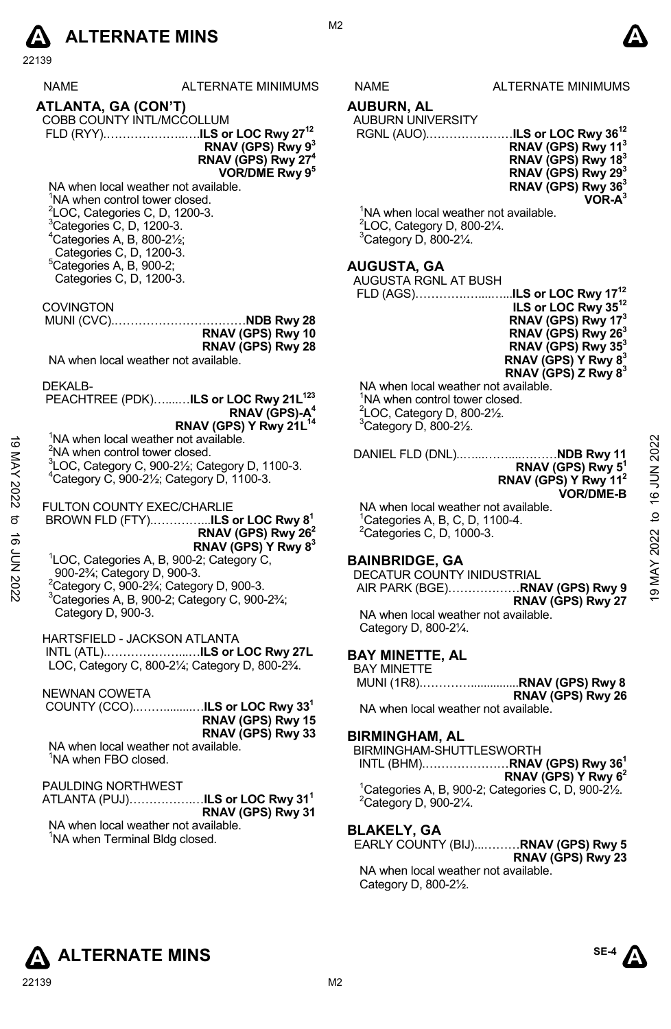# ALTERNATE MINS

| NAME | ALTERNATE MINIMUMS |
|---|---|

## ATLANTA, GA (CON'T)

COBB COUNTY INTL/MCCOLLUM FLD (RYY)……………………**ILS or LOC Rwy 27**[12]
**RNAV (GPS) Rwy 9**[3]
**RNAV (GPS) Rwy 27**[4]
**VOR/DME Rwy 9**[5]

NA when local weather not available.
[1]NA when control tower closed.
[2]LOC, Categories C, D, 1200-3.
[3]Categories C, D, 1200-3.
[4]Categories A, B, 800-2½; Categories C, D, 1200-3.
[5]Categories A, B, 900-2; Categories C, D, 1200-3.

COVINGTON MUNI (CVC)……………………………**NDB Rwy 28**
**RNAV (GPS) Rwy 10**
**RNAV (GPS) Rwy 28**

NA when local weather not available.

DEKALB-PEACHTREE (PDK)………**ILS or LOC Rwy 21L**[123]
**RNAV (GPS)-A**[4]
**RNAV (GPS) Y Rwy 21L**[14]

[1]NA when local weather not available.
[2]NA when control tower closed.
[3]LOC, Category C, 900-2½; Category D, 1100-3.
[4]Category C, 900-2½; Category D, 1100-3.

FULTON COUNTY EXEC/CHARLIE BROWN FLD (FTY)…………...**ILS or LOC Rwy 8**[1]
**RNAV (GPS) Rwy 26**[2]
**RNAV (GPS) Y Rwy 8**[3]

[1]LOC, Categories A, B, 900-2; Category C, 900-2¾; Category D, 900-3.
[2]Category C, 900-2¾; Category D, 900-3.
[3]Categories A, B, 900-2; Category C, 900-2¾; Category D, 900-3.

HARTSFIELD - JACKSON ATLANTA INTL (ATL)…………………...**ILS or LOC Rwy 27L**
LOC, Category C, 800-2¼; Category D, 800-2¾.

NEWNAN COWETA COUNTY (CCO)………........…**ILS or LOC Rwy 33**[1]
**RNAV (GPS) Rwy 15**
**RNAV (GPS) Rwy 33**

NA when local weather not available.
[1]NA when FBO closed.

PAULDING NORTHWEST ATLANTA (PUJ)………………**ILS or LOC Rwy 31**[1]
**RNAV (GPS) Rwy 31**

NA when local weather not available.
[1]NA when Terminal Bldg closed.

## AUBURN, AL

AUBURN UNIVERSITY RGNL (AUO)…………………**ILS or LOC Rwy 36**[12]
**RNAV (GPS) Rwy 11**[3]
**RNAV (GPS) Rwy 18**[3]
**RNAV (GPS) Rwy 29**[3]
**RNAV (GPS) Rwy 36**[3]
**VOR-A**[3]

[1]NA when local weather not available.
[2]LOC, Category D, 800-2¼.
[3]Category D, 800-2¼.

## AUGUSTA, GA

AUGUSTA RGNL AT BUSH FLD (AGS)…………………...**ILS or LOC Rwy 17**[12]
**ILS or LOC Rwy 35**[12]
**RNAV (GPS) Rwy 17**[3]
**RNAV (GPS) Rwy 26**[3]
**RNAV (GPS) Rwy 35**[3]
**RNAV (GPS) Y Rwy 8**[3]
**RNAV (GPS) Z Rwy 8**[3]

NA when local weather not available.
[1]NA when control tower closed.
[2]LOC, Category D, 800-2½.
[3]Category D, 800-2½.

DANIEL FLD (DNL)…………………………**NDB Rwy 11**
**RNAV (GPS) Rwy 5**[1]
**RNAV (GPS) Y Rwy 11**[2]
**VOR/DME-B**

NA when local weather not available.
[1]Categories A, B, C, D, 1100-4.
[2]Categories C, D, 1000-3.

## BAINBRIDGE, GA

DECATUR COUNTY INIDUSTRIAL AIR PARK (BGE)………………**RNAV (GPS) Rwy 9**
**RNAV (GPS) Rwy 27**

NA when local weather not available.
Category D, 800-2¼.

## BAY MINETTE, AL

BAY MINETTE MUNI (1R8)……………...............**RNAV (GPS) Rwy 8**
**RNAV (GPS) Rwy 26**

NA when local weather not available.

## BIRMINGHAM, AL

BIRMINGHAM-SHUTTLESWORTH INTL (BHM)…………………**RNAV (GPS) Rwy 36**[1]
**RNAV (GPS) Y Rwy 6**[2]

[1]Categories A, B, 900-2; Categories C, D, 900-2½.
[2]Category D, 900-2¼.

## BLAKELY, GA

EARLY COUNTY (BIJ)…………**RNAV (GPS) Rwy 5**
**RNAV (GPS) Rwy 23**

NA when local weather not available.
Category D, 800-2½.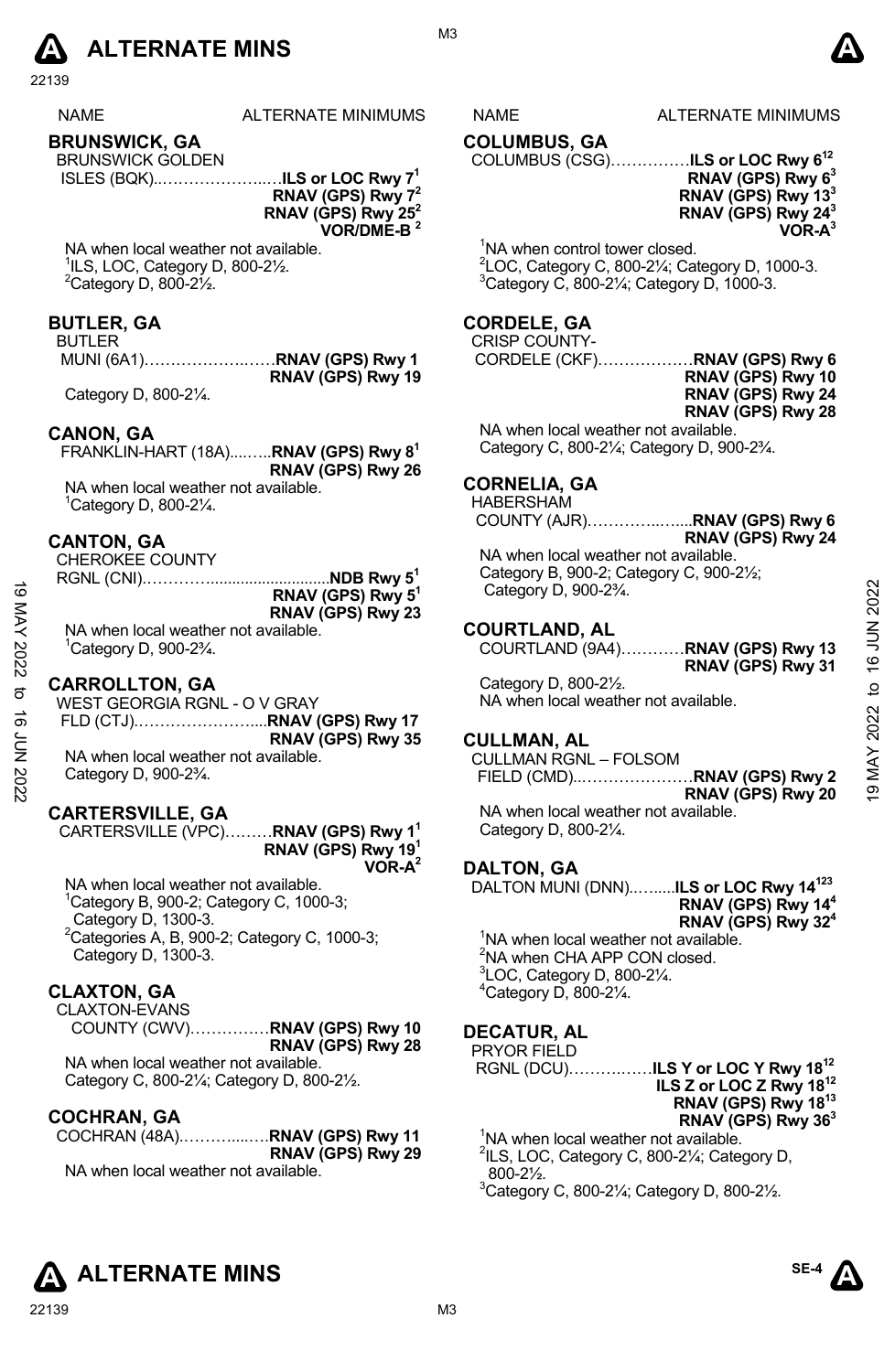# ALTERNATE MINS

| NAME | ALTERNATE MINIMUMS |
|---|---|

## BRUNSWICK, GA

BRUNSWICK GOLDEN ISLES (BQK)........................ILS or LOC Rwy 7[1]
RNAV (GPS) Rwy 7[2]
RNAV (GPS) Rwy 25[2]
VOR/DME-B [2]

NA when local weather not available.
[1]ILS, LOC, Category D, 800-2½.
[2]Category D, 800-2½.

## BUTLER, GA

BUTLER MUNI (6A1)........................RNAV (GPS) Rwy 1
RNAV (GPS) Rwy 19

Category D, 800-2¼.

## CANON, GA

FRANKLIN-HART (18A)..........RNAV (GPS) Rwy 8[1]
RNAV (GPS) Rwy 26

NA when local weather not available.
[1]Category D, 800-2¼.

## CANTON, GA

CHEROKEE COUNTY RGNL (CNI)........................................NDB Rwy 5[1]
RNAV (GPS) Rwy 5[1]
RNAV (GPS) Rwy 23

NA when local weather not available.
[1]Category D, 900-2¾.

## CARROLLTON, GA

WEST GEORGIA RGNL - O V GRAY FLD (CTJ)..........................RNAV (GPS) Rwy 17
RNAV (GPS) Rwy 35

NA when local weather not available.
Category D, 900-2¾.

## CARTERSVILLE, GA

CARTERSVILLE (VPC).........RNAV (GPS) Rwy 1[1]
RNAV (GPS) Rwy 19[1]
VOR-A[2]

NA when local weather not available.
[1]Category B, 900-2; Category C, 1000-3; Category D, 1300-3.
[2]Categories A, B, 900-2; Category C, 1000-3; Category D, 1300-3.

## CLAXTON, GA

CLAXTON-EVANS COUNTY (CWV)...............RNAV (GPS) Rwy 10
RNAV (GPS) Rwy 28

NA when local weather not available.
Category C, 800-2¼; Category D, 800-2½.

## COCHRAN, GA

COCHRAN (48A)....................RNAV (GPS) Rwy 11
RNAV (GPS) Rwy 29

NA when local weather not available.

## COLUMBUS, GA

COLUMBUS (CSG)...............ILS or LOC Rwy 6[12]
RNAV (GPS) Rwy 6[3]
RNAV (GPS) Rwy 13[3]
RNAV (GPS) Rwy 24[3]
VOR-A[3]

[1]NA when control tower closed.
[2]LOC, Category C, 800-2¼; Category D, 1000-3.
[3]Category C, 800-2¼; Category D, 1000-3.

## CORDELE, GA

CRISP COUNTY-CORDELE (CKF).................RNAV (GPS) Rwy 6
RNAV (GPS) Rwy 10
RNAV (GPS) Rwy 24
RNAV (GPS) Rwy 28

NA when local weather not available.
Category C, 800-2¼; Category D, 900-2¾.

## CORNELIA, GA

HABERSHAM COUNTY (AJR)...................RNAV (GPS) Rwy 6
RNAV (GPS) Rwy 24

NA when local weather not available.
Category B, 900-2; Category C, 900-2½; Category D, 900-2¾.

## COURTLAND, AL

COURTLAND (9A4)............RNAV (GPS) Rwy 13
RNAV (GPS) Rwy 31

Category D, 800-2½.
NA when local weather not available.

## CULLMAN, AL

CULLMAN RGNL – FOLSOM FIELD (CMD)......................RNAV (GPS) Rwy 2
RNAV (GPS) Rwy 20

NA when local weather not available.
Category D, 800-2¼.

## DALTON, GA

DALTON MUNI (DNN)..........ILS or LOC Rwy 14[123]
RNAV (GPS) Rwy 14[4]
RNAV (GPS) Rwy 32[4]

[1]NA when local weather not available.
[2]NA when CHA APP CON closed.
[3]LOC, Category D, 800-2¼.
[4]Category D, 800-2¼.

## DECATUR, AL

PRYOR FIELD RGNL (DCU)................ILS Y or LOC Y Rwy 18[12]
ILS Z or LOC Z Rwy 18[12]
RNAV (GPS) Rwy 18[13]
RNAV (GPS) Rwy 36[3]

[1]NA when local weather not available.
[2]ILS, LOC, Category C, 800-2¼; Category D, 800-2½.
[3]Category C, 800-2¼; Category D, 800-2½.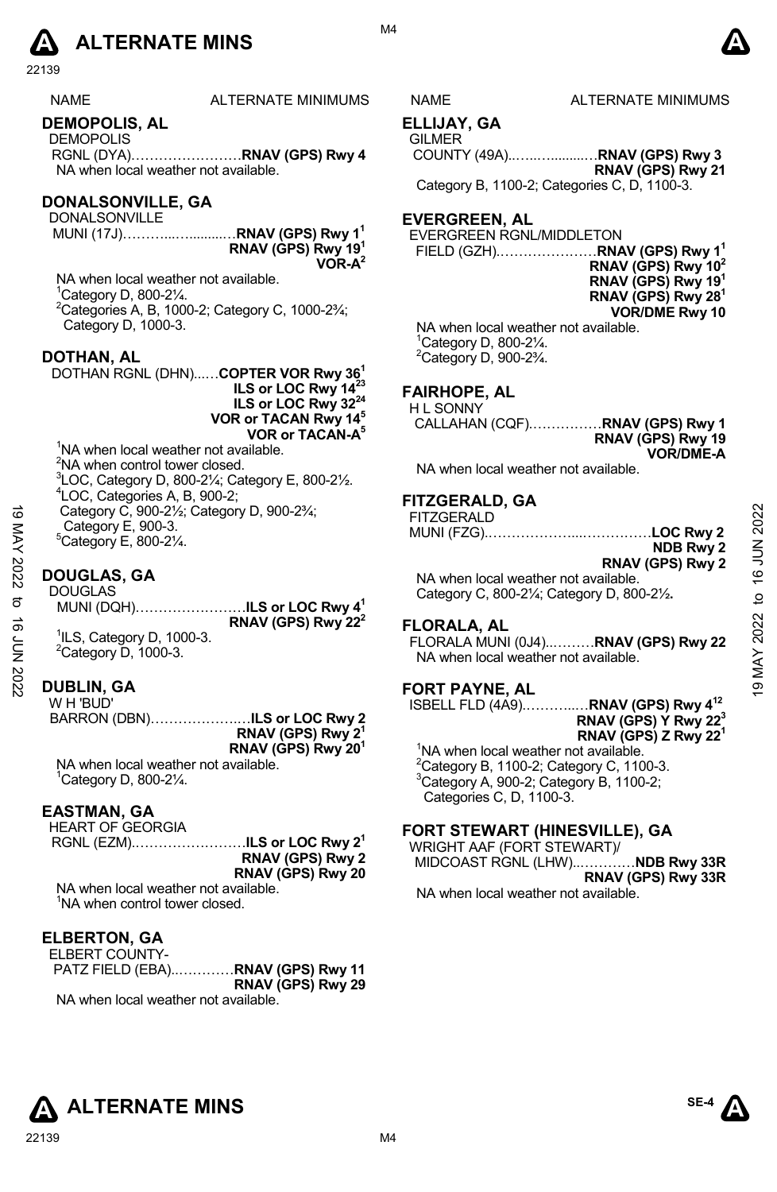# ALTERNATE MINS

| NAME | ALTERNATE MINIMUMS |
|---|---|

## DEMOPOLIS, AL

DEMOPOLIS
RGNL (DYA)……………………**RNAV (GPS) Rwy 4**
NA when local weather not available.

## DONALSONVILLE, GA

DONALSONVILLE
MUNI (17J)…………………**RNAV (GPS) Rwy 1**[1]
**RNAV (GPS) Rwy 19**[1]
**VOR-A**[2]

NA when local weather not available.
[1]Category D, 800-2¼.
[2]Categories A, B, 1000-2; Category C, 1000-2¾; Category D, 1000-3.

## DOTHAN, AL

DOTHAN RGNL (DHN)……**COPTER VOR Rwy 36**[1]
**ILS or LOC Rwy 14**[23]
**ILS or LOC Rwy 32**[24]
**VOR or TACAN Rwy 14**[5]
**VOR or TACAN-A**[5]

[1]NA when local weather not available.
[2]NA when control tower closed.
[3]LOC, Category D, 800-2¼; Category E, 800-2½.
[4]LOC, Categories A, B, 900-2; Category C, 900-2½; Category D, 900-2¾; Category E, 900-3.
[5]Category E, 800-2¼.

## DOUGLAS, GA

DOUGLAS
MUNI (DQH)……………………**ILS or LOC Rwy 4**[1]
**RNAV (GPS) Rwy 22**[2]

[1]ILS, Category D, 1000-3.
[2]Category D, 1000-3.

## DUBLIN, GA

W H 'BUD'
BARRON (DBN)…………………**ILS or LOC Rwy 2**
**RNAV (GPS) Rwy 2**[1]
**RNAV (GPS) Rwy 20**[1]

NA when local weather not available.
[1]Category D, 800-2¼.

## EASTMAN, GA

HEART OF GEORGIA
RGNL (EZM)……………………**ILS or LOC Rwy 2**[1]
**RNAV (GPS) Rwy 2**
**RNAV (GPS) Rwy 20**

NA when local weather not available.
[1]NA when control tower closed.

## ELBERTON, GA

ELBERT COUNTY-
PATZ FIELD (EBA)……………**RNAV (GPS) Rwy 11**
**RNAV (GPS) Rwy 29**

NA when local weather not available.

## ELLIJAY, GA

GILMER
COUNTY (49A)……………**RNAV (GPS) Rwy 3**
**RNAV (GPS) Rwy 21**

Category B, 1100-2; Categories C, D, 1100-3.

## EVERGREEN, AL

EVERGREEN RGNL/MIDDLETON
FIELD (GZH)…………………**RNAV (GPS) Rwy 1**[1]
**RNAV (GPS) Rwy 10**[2]
**RNAV (GPS) Rwy 19**[1]
**RNAV (GPS) Rwy 28**[1]
**VOR/DME Rwy 10**

NA when local weather not available.
[1]Category D, 800-2¼.
[2]Category D, 900-2¾.

## FAIRHOPE, AL

H L SONNY
CALLAHAN (CQF)……………**RNAV (GPS) Rwy 1**
**RNAV (GPS) Rwy 19**
**VOR/DME-A**

NA when local weather not available.

## FITZGERALD, GA

FITZGERALD
MUNI (FZG)……………………………**LOC Rwy 2**
**NDB Rwy 2**
**RNAV (GPS) Rwy 2**

NA when local weather not available.
Category C, 800-2¼; Category D, 800-2½.

## FLORALA, AL

FLORALA MUNI (0J4)………**RNAV (GPS) Rwy 22**
NA when local weather not available.

## FORT PAYNE, AL

ISBELL FLD (4A9)……………**RNAV (GPS) Rwy 4**[12]
**RNAV (GPS) Y Rwy 22**[3]
**RNAV (GPS) Z Rwy 22**[1]

[1]NA when local weather not available.
[2]Category B, 1100-2; Category C, 1100-3.
[3]Category A, 900-2; Category B, 1100-2; Categories C, D, 1100-3.

## FORT STEWART (HINESVILLE), GA

WRIGHT AAF (FORT STEWART)/
MIDCOAST RGNL (LHW)…………**NDB Rwy 33R**
**RNAV (GPS) Rwy 33R**

NA when local weather not available.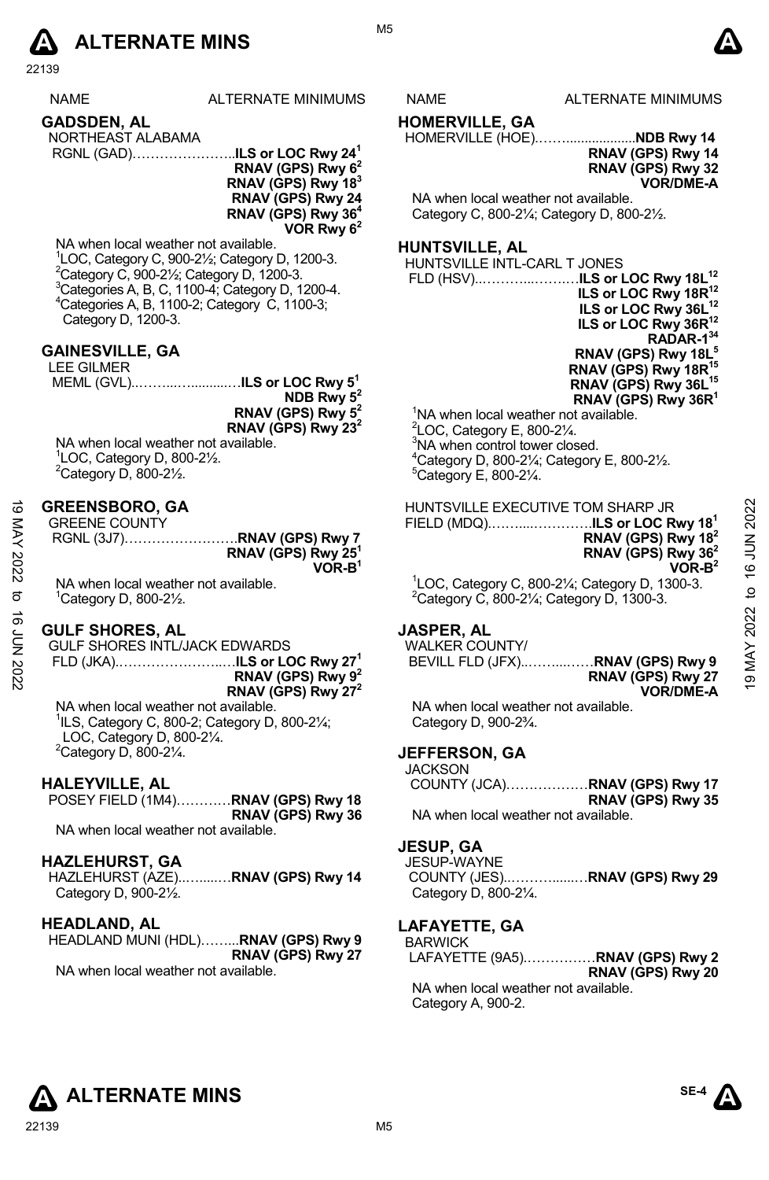| NAME | ALTERNATE MINIMUMS |
|---|---|

## GADSDEN, AL

NORTHEAST ALABAMA
RGNL (GAD)…………………..**ILS or LOC Rwy 24**[1]
**RNAV (GPS) Rwy 6**[2]
**RNAV (GPS) Rwy 18**[3]
**RNAV (GPS) Rwy 24**
**RNAV (GPS) Rwy 36**[4]
**VOR Rwy 6**[2]

NA when local weather not available.
[1]LOC, Category C, 900-2½; Category D, 1200-3.
[2]Category C, 900-2½; Category D, 1200-3.
[3]Categories A, B, C, 1100-4; Category D, 1200-4.
[4]Categories A, B, 1100-2; Category C, 1100-3; Category D, 1200-3.

## GAINESVILLE, GA

LEE GILMER
MEML (GVL)..……...…..........…**ILS or LOC Rwy 5**[1]
**NDB Rwy 5**[2]
**RNAV (GPS) Rwy 5**[2]
**RNAV (GPS) Rwy 23**[2]

NA when local weather not available.
[1]LOC, Category D, 800-2½.
[2]Category D, 800-2½.

## GREENSBORO, GA

GREENE COUNTY
RGNL (3J7)…………………….**RNAV (GPS) Rwy 7**
**RNAV (GPS) Rwy 25**[1]
**VOR-B**[1]

NA when local weather not available.
[1]Category D, 800-2½.

## GULF SHORES, AL

GULF SHORES INTL/JACK EDWARDS
FLD (JKA).…………………..…**ILS or LOC Rwy 27**[1]
**RNAV (GPS) Rwy 9**[2]
**RNAV (GPS) Rwy 27**[2]

NA when local weather not available.
[1]ILS, Category C, 800-2; Category D, 800-2¼; LOC, Category D, 800-2¼.
[2]Category D, 800-2¼.

## HALEYVILLE, AL

POSEY FIELD (1M4)…………**RNAV (GPS) Rwy 18**
**RNAV (GPS) Rwy 36**

NA when local weather not available.

## HAZLEHURST, GA

HAZLEHURST (AZE)..…....…**RNAV (GPS) Rwy 14**
Category D, 900-2½.

## HEADLAND, AL

HEADLAND MUNI (HDL)……...**RNAV (GPS) Rwy 9**
**RNAV (GPS) Rwy 27**

NA when local weather not available.

## HOMERVILLE, GA

HOMERVILLE (HOE).……...................**NDB Rwy 14**
**RNAV (GPS) Rwy 14**
**RNAV (GPS) Rwy 32**
**VOR/DME-A**

NA when local weather not available.
Category C, 800-2¼; Category D, 800-2½.

## HUNTSVILLE, AL

HUNTSVILLE INTL-CARL T JONES
FLD (HSV)..………...……..…**ILS or LOC Rwy 18L**[12]
**ILS or LOC Rwy 18R**[12]
**ILS or LOC Rwy 36L**[12]
**ILS or LOC Rwy 36R**[12]
**RADAR-1**[34]
**RNAV (GPS) Rwy 18L**[5]
**RNAV (GPS) Rwy 18R**[15]
**RNAV (GPS) Rwy 36L**[15]
**RNAV (GPS) Rwy 36R**[1]

[1]NA when local weather not available.
[2]LOC, Category E, 800-2¼.
[3]NA when control tower closed.
[4]Category D, 800-2¼; Category E, 800-2½.
[5]Category E, 800-2¼.

HUNTSVILLE EXECUTIVE TOM SHARP JR
FIELD (MDQ).……...…………..**ILS or LOC Rwy 18**[1]
**RNAV (GPS) Rwy 18**[2]
**RNAV (GPS) Rwy 36**[2]
**VOR-B**[2]

[1]LOC, Category C, 800-2¼; Category D, 1300-3.
[2]Category C, 800-2¼; Category D, 1300-3.

## JASPER, AL

WALKER COUNTY/
BEVILL FLD (JFX)..……...……**RNAV (GPS) Rwy 9**
**RNAV (GPS) Rwy 27**
**VOR/DME-A**

NA when local weather not available.
Category D, 900-2¾.

## JEFFERSON, GA

JACKSON
COUNTY (JCA)………………**RNAV (GPS) Rwy 17**
**RNAV (GPS) Rwy 35**

NA when local weather not available.

## JESUP, GA

JESUP-WAYNE
COUNTY (JES)..………......…**RNAV (GPS) Rwy 29**
Category D, 800-2¼.

## LAFAYETTE, GA

BARWICK
LAFAYETTE (9A5)…………….**RNAV (GPS) Rwy 2**
**RNAV (GPS) Rwy 20**

NA when local weather not available.
Category A, 900-2.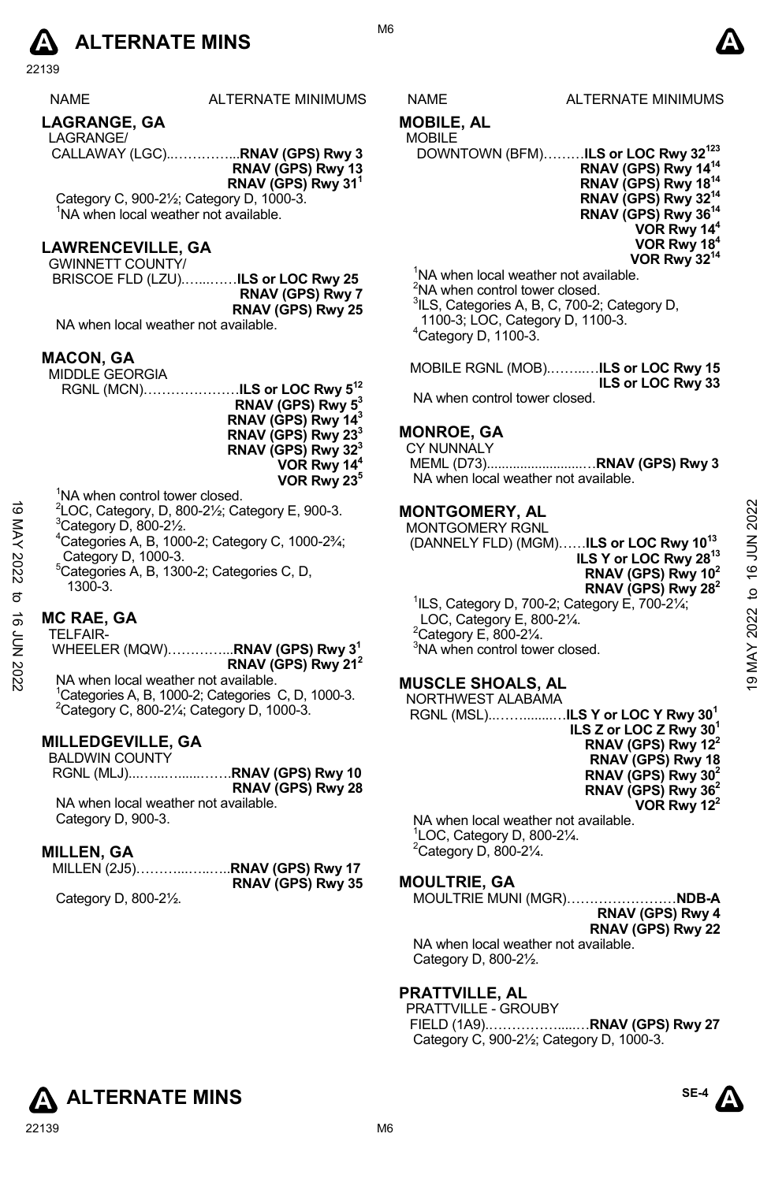# ALTERNATE MINS

| NAME | ALTERNATE MINIMUMS |
|---|---|

## LAGRANGE, GA

LAGRANGE/
CALLAWAY (LGC)..............**RNAV (GPS) Rwy 3**
**RNAV (GPS) Rwy 13**
**RNAV (GPS) Rwy 31**[1]

Category C, 900-2½; Category D, 1000-3.
[1]NA when local weather not available.

## LAWRENCEVILLE, GA

GWINNETT COUNTY/
BRISCOE FLD (LZU)..........**ILS or LOC Rwy 25**
**RNAV (GPS) Rwy 7**
**RNAV (GPS) Rwy 25**

NA when local weather not available.

## MACON, GA

MIDDLE GEORGIA
RGNL (MCN)....................**ILS or LOC Rwy 5**[12]
**RNAV (GPS) Rwy 5**[3]
**RNAV (GPS) Rwy 14**[3]
**RNAV (GPS) Rwy 23**[3]
**RNAV (GPS) Rwy 32**[3]
**VOR Rwy 14**[4]
**VOR Rwy 23**[5]

[1]NA when control tower closed.
[2]LOC, Category, D, 800-2½; Category E, 900-3.
[3]Category D, 800-2½.
[4]Categories A, B, 1000-2; Category C, 1000-2¾; Category D, 1000-3.
[5]Categories A, B, 1300-2; Categories C, D, 1300-3.

## MC RAE, GA

TELFAIR-
WHEELER (MQW)..............**RNAV (GPS) Rwy 3**[1]
**RNAV (GPS) Rwy 21**[2]

NA when local weather not available.
[1]Categories A, B, 1000-2; Categories C, D, 1000-3.
[2]Category C, 800-2¼; Category D, 1000-3.

## MILLEDGEVILLE, GA

BALDWIN COUNTY
RGNL (MLJ)......................**RNAV (GPS) Rwy 10**
**RNAV (GPS) Rwy 28**

NA when local weather not available.
Category D, 900-3.

## MILLEN, GA

MILLEN (2J5)....................**RNAV (GPS) Rwy 17**
**RNAV (GPS) Rwy 35**

Category D, 800-2½.

## MOBILE, AL

MOBILE
DOWNTOWN (BFM).........**ILS or LOC Rwy 32**[123]
**RNAV (GPS) Rwy 14**[14]
**RNAV (GPS) Rwy 18**[14]
**RNAV (GPS) Rwy 32**[14]
**RNAV (GPS) Rwy 36**[14]
**VOR Rwy 14**[4]
**VOR Rwy 18**[4]
**VOR Rwy 32**[14]

[1]NA when local weather not available.
[2]NA when control tower closed.
[3]ILS, Categories A, B, C, 700-2; Category D, 1100-3; LOC, Category D, 1100-3.
[4]Category D, 1100-3.

MOBILE RGNL (MOB)..........**ILS or LOC Rwy 15**
**ILS or LOC Rwy 33**

NA when control tower closed.

## MONROE, GA

CY NUNNALY
MEML (D73)............................**RNAV (GPS) Rwy 3**

NA when local weather not available.

## MONTGOMERY, AL

MONTGOMERY RGNL
(DANNELY FLD) (MGM)......**ILS or LOC Rwy 10**[13]
**ILS Y or LOC Rwy 28**[13]
**RNAV (GPS) Rwy 10**[2]
**RNAV (GPS) Rwy 28**[2]

[1]ILS, Category D, 700-2; Category E, 700-2¼; LOC, Category E, 800-2¼.
[2]Category E, 800-2¼.
[3]NA when control tower closed.

## MUSCLE SHOALS, AL

NORTHWEST ALABAMA
RGNL (MSL)..................**ILS Y or LOC Y Rwy 30**[1]
**ILS Z or LOC Z Rwy 30**[1]
**RNAV (GPS) Rwy 12**[2]
**RNAV (GPS) Rwy 18**
**RNAV (GPS) Rwy 30**[2]
**RNAV (GPS) Rwy 36**[2]
**VOR Rwy 12**[2]

NA when local weather not available.
[1]LOC, Category D, 800-2¼.
[2]Category D, 800-2¼.

## MOULTRIE, GA

MOULTRIE MUNI (MGR)........................**NDB-A**
**RNAV (GPS) Rwy 4**
**RNAV (GPS) Rwy 22**

NA when local weather not available.
Category D, 800-2½.

## PRATTVILLE, AL

PRATTVILLE - GROUBY
FIELD (1A9)...........................**RNAV (GPS) Rwy 27**

Category C, 900-2½; Category D, 1000-3.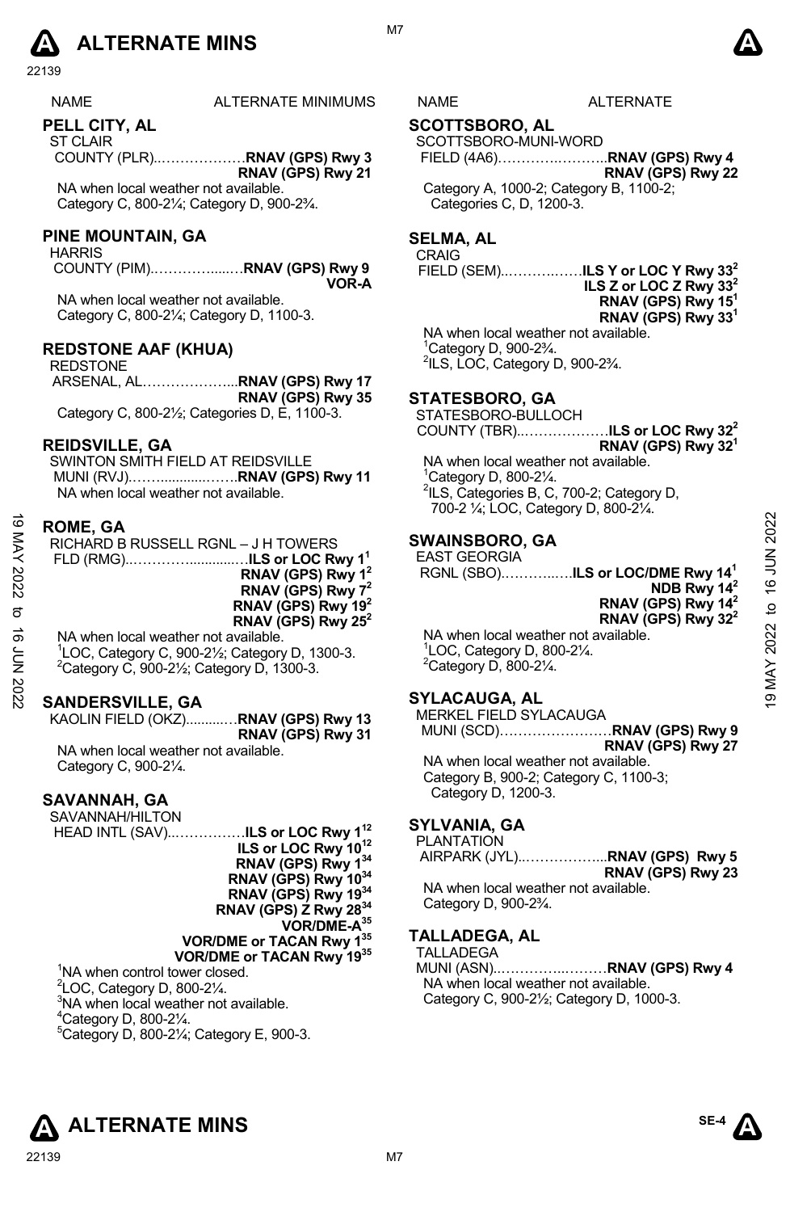# ALTERNATE MINS

| NAME | ALTERNATE MINIMUMS |
|---|---|

## PELL CITY, AL

ST CLAIR COUNTY (PLR)……………… **RNAV (GPS) Rwy 3**
**RNAV (GPS) Rwy 21**

NA when local weather not available.
Category C, 800-2¼; Category D, 900-2¾.

## PINE MOUNTAIN, GA

HARRIS COUNTY (PIM)……………… **RNAV (GPS) Rwy 9**
**VOR-A**

NA when local weather not available.
Category C, 800-2¼; Category D, 1100-3.

## REDSTONE AAF (KHUA)

REDSTONE ARSENAL, AL……………… **RNAV (GPS) Rwy 17**
**RNAV (GPS) Rwy 35**

Category C, 800-2½; Categories D, E, 1100-3.

## REIDSVILLE, GA

SWINTON SMITH FIELD AT REIDSVILLE MUNI (RVJ)……………… **RNAV (GPS) Rwy 11**

NA when local weather not available.

## ROME, GA

RICHARD B RUSSELL RGNL – J H TOWERS FLD (RMG)……………… **ILS or LOC Rwy 1**[1]
**RNAV (GPS) Rwy 1**[2]
**RNAV (GPS) Rwy 7**[2]
**RNAV (GPS) Rwy 19**[2]
**RNAV (GPS) Rwy 25**[2]

NA when local weather not available.
[1]LOC, Category C, 900-2½; Category D, 1300-3.
[2]Category C, 900-2½; Category D, 1300-3.

## SANDERSVILLE, GA

KAOLIN FIELD (OKZ)……………… **RNAV (GPS) Rwy 13**
**RNAV (GPS) Rwy 31**

NA when local weather not available.
Category C, 900-2¼.

## SAVANNAH, GA

SAVANNAH/HILTON HEAD INTL (SAV)……………… **ILS or LOC Rwy 1**[12]
**ILS or LOC Rwy 10**[12]
**RNAV (GPS) Rwy 1**[34]
**RNAV (GPS) Rwy 10**[34]
**RNAV (GPS) Rwy 19**[34]
**RNAV (GPS) Z Rwy 28**[34]
**VOR/DME-A**[35]
**VOR/DME or TACAN Rwy 1**[35]
**VOR/DME or TACAN Rwy 19**[35]

[1]NA when control tower closed.
[2]LOC, Category D, 800-2¼.
[3]NA when local weather not available.
[4]Category D, 800-2¼.
[5]Category D, 800-2¼; Category E, 900-3.

## SCOTTSBORO, AL

SCOTTSBORO-MUNI-WORD FIELD (4A6)……………… **RNAV (GPS) Rwy 4**
**RNAV (GPS) Rwy 22**

Category A, 1000-2; Category B, 1100-2; Categories C, D, 1200-3.

## SELMA, AL

CRAIG FIELD (SEM)……………… **ILS Y or LOC Y Rwy 33**[2]
**ILS Z or LOC Z Rwy 33**[2]
**RNAV (GPS) Rwy 15**[1]
**RNAV (GPS) Rwy 33**[1]

NA when local weather not available.
[1]Category D, 900-2¾.
[2]ILS, LOC, Category D, 900-2¾.

## STATESBORO, GA

STATESBORO-BULLOCH COUNTY (TBR)……………… **ILS or LOC Rwy 32**[2]
**RNAV (GPS) Rwy 32**[1]

NA when local weather not available.
[1]Category D, 800-2¼.
[2]ILS, Categories B, C, 700-2; Category D, 700-2 ¼; LOC, Category D, 800-2¼.

## SWAINSBORO, GA

EAST GEORGIA RGNL (SBO)……………… **ILS or LOC/DME Rwy 14**[1]
**NDB Rwy 14**[2]
**RNAV (GPS) Rwy 14**[2]
**RNAV (GPS) Rwy 32**[2]

NA when local weather not available.
[1]LOC, Category D, 800-2¼.
[2]Category D, 800-2¼.

## SYLACAUGA, AL

MERKEL FIELD SYLACAUGA MUNI (SCD)……………… **RNAV (GPS) Rwy 9**
**RNAV (GPS) Rwy 27**

NA when local weather not available.
Category B, 900-2; Category C, 1100-3; Category D, 1200-3.

## SYLVANIA, GA

PLANTATION AIRPARK (JYL)……………… **RNAV (GPS) Rwy 5**
**RNAV (GPS) Rwy 23**

NA when local weather not available.
Category D, 900-2¾.

## TALLADEGA, AL

TALLADEGA MUNI (ASN)……………… **RNAV (GPS) Rwy 4**

NA when local weather not available.
Category C, 900-2½; Category D, 1000-3.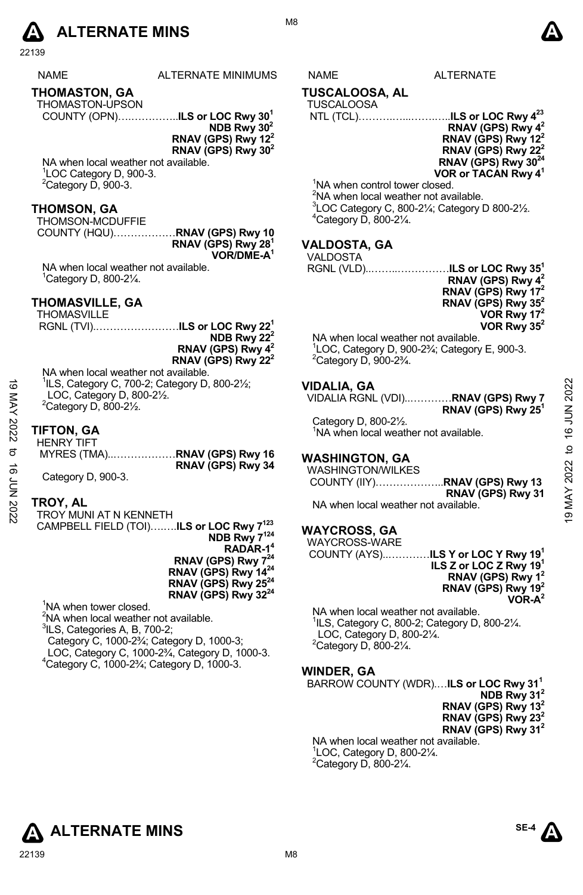# ALTERNATE MINS

| NAME | ALTERNATE MINIMUMS |
|---|---|

## THOMASTON, GA

THOMASTON-UPSON COUNTY (OPN)……………..**ILS or LOC Rwy 30**[1]
**NDB Rwy 30**[2]
**RNAV (GPS) Rwy 12**[2]
**RNAV (GPS) Rwy 30**[2]

NA when local weather not available.
[1]LOC Category D, 900-3.
[2]Category D, 900-3.

## THOMSON, GA

THOMSON-MCDUFFIE COUNTY (HQU)………………**RNAV (GPS) Rwy 10**
**RNAV (GPS) Rwy 28**[1]
**VOR/DME-A**[1]

NA when local weather not available.
[1]Category D, 800-2¼.

## THOMASVILLE, GA

THOMASVILLE RGNL (TVI)……………………**ILS or LOC Rwy 22**[1]
**NDB Rwy 22**[2]
**RNAV (GPS) Rwy 4**[2]
**RNAV (GPS) Rwy 22**[2]

NA when local weather not available.
[1]ILS, Category C, 700-2; Category D, 800-2½; LOC, Category D, 800-2½.
[2]Category D, 800-2½.

## TIFTON, GA

HENRY TIFT MYRES (TMA)..………………**RNAV (GPS) Rwy 16**
**RNAV (GPS) Rwy 34**

Category D, 900-3.

## TROY, AL

TROY MUNI AT N KENNETH CAMPBELL FIELD (TOI)……..**ILS or LOC Rwy 7**[123]
**NDB Rwy 7**[124]
**RADAR-1**[4]
**RNAV (GPS) Rwy 7**[24]
**RNAV (GPS) Rwy 14**[24]
**RNAV (GPS) Rwy 25**[24]
**RNAV (GPS) Rwy 32**[24]

[1]NA when tower closed.
[2]NA when local weather not available.
[3]ILS, Categories A, B, 700-2; Category C, 1000-2¾; Category D, 1000-3; LOC, Category C, 1000-2¾, Category D, 1000-3.
[4]Category C, 1000-2¾; Category D, 1000-3.

| NAME | ALTERNATE |
|---|---|

## TUSCALOOSA, AL

TUSCALOOSA NTL (TCL)……………………..**ILS or LOC Rwy 4**[23]
**RNAV (GPS) Rwy 4**[2]
**RNAV (GPS) Rwy 12**[2]
**RNAV (GPS) Rwy 22**[2]
**RNAV (GPS) Rwy 30**[24]
**VOR or TACAN Rwy 4**[1]

[1]NA when control tower closed.
[2]NA when local weather not available.
[3]LOC Category C, 800-2¼; Category D 800-2½.
[4]Category D, 800-2¼.

## VALDOSTA, GA

VALDOSTA RGNL (VLD)……………………**ILS or LOC Rwy 35**[1]
**RNAV (GPS) Rwy 4**[2]
**RNAV (GPS) Rwy 17**[2]
**RNAV (GPS) Rwy 35**[2]
**VOR Rwy 17**[2]
**VOR Rwy 35**[2]

NA when local weather not available.
[1]LOC, Category D, 900-2¾; Category E, 900-3.
[2]Category D, 900-2¾.

## VIDALIA, GA

VIDALIA RGNL (VDI)..…………**RNAV (GPS) Rwy 7**
**RNAV (GPS) Rwy 25**[1]

Category D, 800-2½.
[1]NA when local weather not available.

## WASHINGTON, GA

WASHINGTON/WILKES COUNTY (IIY)………………..**RNAV (GPS) Rwy 13**
**RNAV (GPS) Rwy 31**

NA when local weather not available.

## WAYCROSS, GA

WAYCROSS-WARE COUNTY (AYS)..…………**ILS Y or LOC Y Rwy 19**[1]
**ILS Z or LOC Z Rwy 19**[1]
**RNAV (GPS) Rwy 1**[2]
**RNAV (GPS) Rwy 19**[2]
**VOR-A**[2]

NA when local weather not available.
[1]ILS, Category C, 800-2; Category D, 800-2¼. LOC, Category D, 800-2¼.
[2]Category D, 800-2¼.

## WINDER, GA

BARROW COUNTY (WDR)….**ILS or LOC Rwy 31**[1]
**NDB Rwy 31**[2]
**RNAV (GPS) Rwy 13**[2]
**RNAV (GPS) Rwy 23**[2]
**RNAV (GPS) Rwy 31**[2]

NA when local weather not available.
[1]LOC, Category D, 800-2¼.
[2]Category D, 800-2¼.